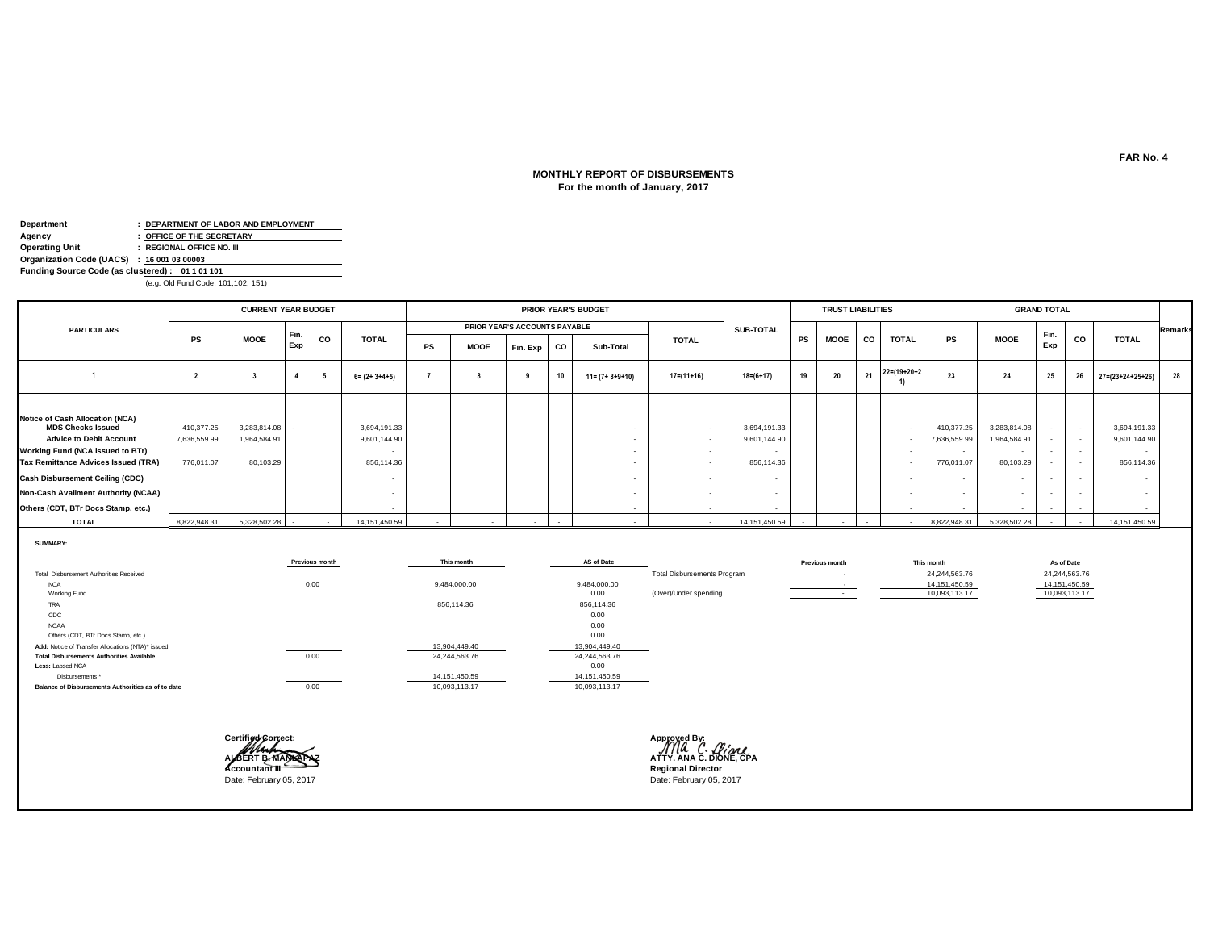FAR No. 4

# MONTHLY REPORT OF DISBURSEMENTS
## For the month of January, 2017

**Department** : DEPARTMENT OF LABOR AND EMPLOYMENT
**Agency** : OFFICE OF THE SECRETARY
**Operating Unit** : REGIONAL OFFICE NO. III
**Organization Code (UACS)** : 16 001 03 00003
**Funding Source Code (as clustered)** : 01 1 01 101
(e.g. Old Fund Code: 101,102, 151)

| PARTICULARS | CURRENT YEAR BUDGET | | | | | PRIOR YEAR'S BUDGET | | | | | | SUB-TOTAL | TRUST LIABILITIES | | | | GRAND TOTAL | | | | | Remarks |
|---|---|---|---|---|---|---|---|---|---|---|---|---|---|---|---|---|---|---|---|---|---|---|
| | | | | | | PRIOR YEAR'S ACCOUNTS PAYABLE | | | | | TOTAL | | | | | | | | | | | |
| | PS | MOOE | Fin. Exp | CO | TOTAL | PS | MOOE | Fin. Exp | CO | Sub-Total | | | PS | MOOE | CO | TOTAL | PS | MOOE | Fin. Exp | CO | TOTAL | |
| 1 | 2 | 3 | 4 | 5 | 6= (2+ 3+4+5) | 7 | 8 | 9 | 10 | 11= (7+ 8+9+10) | 17=(11+16) | 18=(6+17) | 19 | 20 | 21 | 22=(19+20+21) | 23 | 24 | 25 | 26 | 27=(23+24+25+26) | 28 |
| **Notice of Cash Allocation (NCA)** | | | | | | | | | | | | | | | | | | | | | | |
| **MDS Checks Issued** | 410,377.25 | 3,283,814.08 | - | | 3,694,191.33 | | | | | - | - | 3,694,191.33 | | | | - | 410,377.25 | 3,283,814.08 | - | - | 3,694,191.33 | |
| **Advice to Debit Account** | 7,636,559.99 | 1,964,584.91 | | | 9,601,144.90 | | | | | - | - | 9,601,144.90 | | | | - | 7,636,559.99 | 1,964,584.91 | - | - | 9,601,144.90 | |
| **Working Fund (NCA issued to BTr)** | | | | | - | | | | | - | - | - | | | | - | - | - | - | - | - | |
| **Tax Remittance Advices Issued (TRA)** | 776,011.07 | 80,103.29 | | | 856,114.36 | | | | | - | - | 856,114.36 | | | | - | 776,011.07 | 80,103.29 | - | - | 856,114.36 | |
| **Cash Disbursement Ceiling (CDC)** | | | | | - | | | | | - | - | - | | | | - | - | - | - | - | - | |
| **Non-Cash Availment Authority (NCAA)** | | | | | - | | | | | - | - | - | | | | - | - | - | - | - | - | |
| **Others (CDT, BTr Docs Stamp, etc.)** | | | | | - | | | | | - | - | - | | | | - | - | - | - | - | - | |
| **TOTAL** | 8,822,948.31 | 5,328,502.28 | - | - | 14,151,450.59 | - | - | - | - | - | - | 14,151,450.59 | - | - | - | - | 8,822,948.31 | 5,328,502.28 | - | - | 14,151,450.59 | |

**SUMMARY:**

| | Previous month | This month | AS of Date |
|---|---|---|---|
| Total Disbursement Authorities Received | | | |
| NCA | 0.00 | 9,484,000.00 | 9,484,000.00 |
| Working Fund | | | 0.00 |
| TRA | | 856,114.36 | 856,114.36 |
| CDC | | | 0.00 |
| NCAA | | | 0.00 |
| Others (CDT, BTr Docs Stamp, etc.) | | | 0.00 |
| **Add:** Notice of Transfer Allocations (NTA)* issued | | 13,904,449.40 | 13,904,449.40 |
| **Total Disbursements Authorities Available** | 0.00 | 24,244,563.76 | 24,244,563.76 |
| **Less:** Lapsed NCA | | | 0.00 |
| Disbursements * | | 14,151,450.59 | 14,151,450.59 |
| **Balance of Disbursements Authorities as of to date** | 0.00 | 10,093,113.17 | 10,093,113.17 |

| | Previous month | This month | As of Date |
|---|---|---|---|
| Total Disbursements Program | - | 24,244,563.76 | 24,244,563.76 |
| | - | 14,151,450.59 | 14,151,450.59 |
| (Over)/Under spending | - | 10,093,113.17 | 10,093,113.17 |

Certified Correct:

**ALBERT B. MANLAPAZ**
**Accountant III**
Date: February 05, 2017

Approved By:

**ATTY. ANA C. DIONE, CPA**
**Regional Director**
Date: February 05, 2017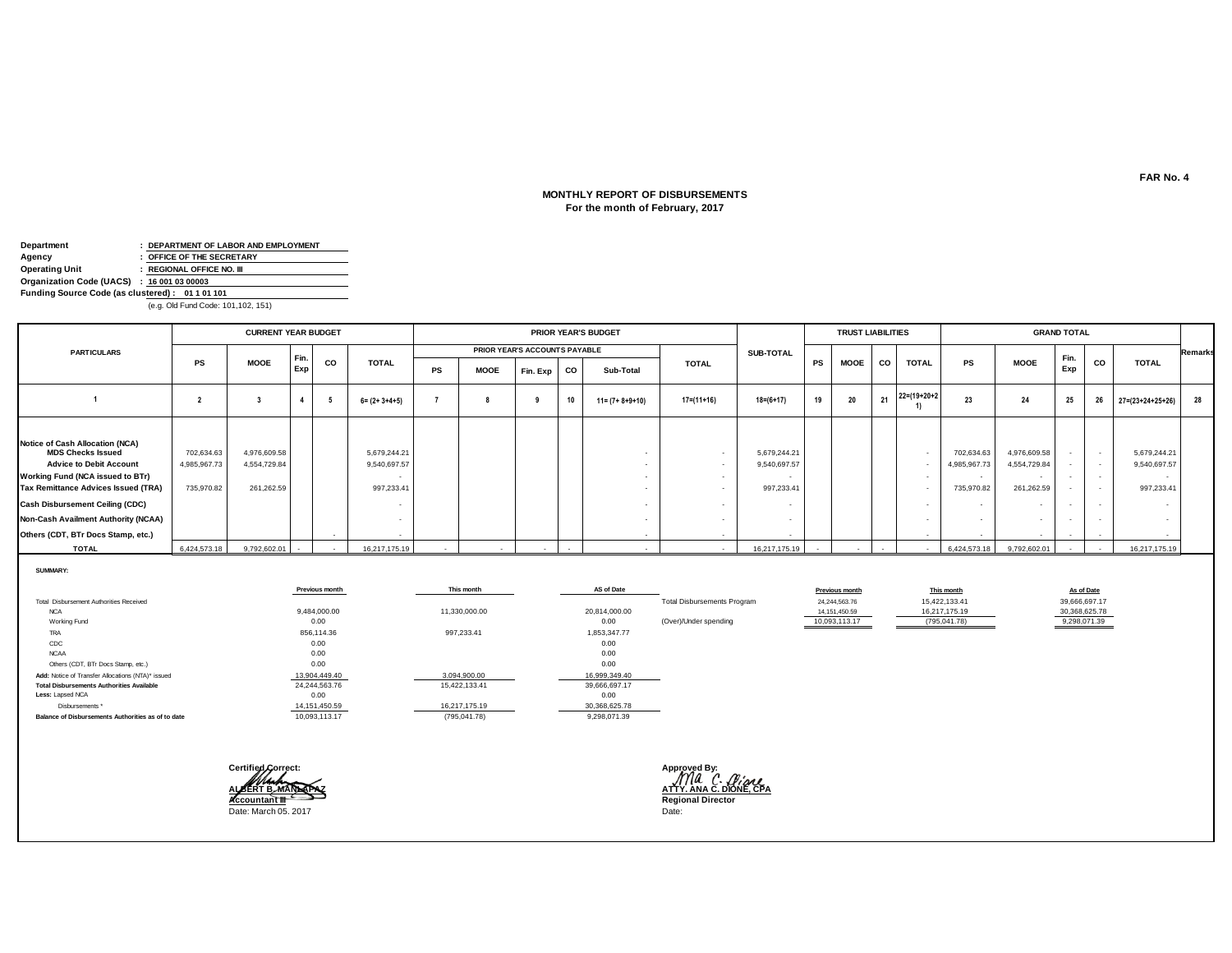FAR No. 4

# MONTHLY REPORT OF DISBURSEMENTS
## For the month of February, 2017

**Department** : **DEPARTMENT OF LABOR AND EMPLOYMENT**
**Agency** : **OFFICE OF THE SECRETARY**
**Operating Unit** : **REGIONAL OFFICE NO. III**
**Organization Code (UACS)** : **16 001 03 00003**
**Funding Source Code (as clustered)** : **01 1 01 101**
(e.g. Old Fund Code: 101,102, 151)

| PARTICULARS | CURRENT YEAR BUDGET | | | | | PRIOR YEAR'S BUDGET | | | | | | SUB-TOTAL | TRUST LIABILITIES | | | | GRAND TOTAL | | | | | Remarks |
|---|---|---|---|---|---|---|---|---|---|---|---|---|---|---|---|---|---|---|---|---|---|---|
| | | | | | | PRIOR YEAR'S ACCOUNTS PAYABLE | | | | | TOTAL | | | | | | | | | | | |
| | PS | MOOE | Fin. Exp | CO | TOTAL | PS | MOOE | Fin. Exp | CO | Sub-Total | | | PS | MOOE | CO | TOTAL | PS | MOOE | Fin. Exp | CO | TOTAL | |
| 1 | 2 | 3 | 4 | 5 | 6= (2+ 3+4+5) | 7 | 8 | 9 | 10 | 11= (7+ 8+9+10) | 17=(11+16) | 18=(6+17) | 19 | 20 | 21 | 22=(19+20+21) | 23 | 24 | 25 | 26 | 27=(23+24+25+26) | 28 |
| **Notice of Cash Allocation (NCA)** | | | | | | | | | | | | | | | | | | | | | | |
| **MDS Checks Issued** | 702,634.63 | 4,976,609.58 | | | 5,679,244.21 | | | | | - | - | 5,679,244.21 | | | | - | 702,634.63 | 4,976,609.58 | - | - | 5,679,244.21 | |
| **Advice to Debit Account** | 4,985,967.73 | 4,554,729.84 | | | 9,540,697.57 | | | | | - | - | 9,540,697.57 | | | | - | 4,985,967.73 | 4,554,729.84 | - | - | 9,540,697.57 | |
| **Working Fund (NCA issued to BTr)** | | | | | - | | | | | - | - | - | | | | - | - | - | - | - | - | |
| **Tax Remittance Advices Issued (TRA)** | 735,970.82 | 261,262.59 | | | 997,233.41 | | | | | - | - | 997,233.41 | | | | - | 735,970.82 | 261,262.59 | - | - | 997,233.41 | |
| **Cash Disbursement Ceiling (CDC)** | | | | | - | | | | | - | - | - | | | | - | - | - | - | - | - | |
| **Non-Cash Availment Authority (NCAA)** | | | | | - | | | | | - | - | - | | | | - | - | - | - | - | - | |
| **Others (CDT, BTr Docs Stamp, etc.)** | | | | - | - | | | | | - | - | - | | | | - | - | - | - | - | - | |
| **TOTAL** | 6,424,573.18 | 9,792,602.01 | - | - | 16,217,175.19 | - | - | - | - | - | - | 16,217,175.19 | - | - | - | - | 6,424,573.18 | 9,792,602.01 | - | - | 16,217,175.19 | |

**SUMMARY:**

| | Previous month | This month | AS of Date |
|---|---|---|---|
| Total Disbursement Authorities Received | | | |
| NCA | 9,484,000.00 | 11,330,000.00 | 20,814,000.00 |
| Working Fund | 0.00 | | 0.00 |
| TRA | 856,114.36 | 997,233.41 | 1,853,347.77 |
| CDC | 0.00 | | 0.00 |
| NCAA | 0.00 | | 0.00 |
| Others (CDT, BTr Docs Stamp, etc.) | 0.00 | | 0.00 |
| **Add:** Notice of Transfer Allocations (NTA)* issued | 13,904,449.40 | 3,094,900.00 | 16,999,349.40 |
| **Total Disbursements Authorities Available** | 24,244,563.76 | 15,422,133.41 | 39,666,697.17 |
| **Less:** Lapsed NCA | 0.00 | | 0.00 |
| Disbursements * | 14,151,450.59 | 16,217,175.19 | 30,368,625.78 |
| **Balance of Disbursements Authorities as of to date** | 10,093,113.17 | (795,041.78) | 9,298,071.39 |

| | Previous month | This month | As of Date |
|---|---|---|---|
| Total Disbursements Program | 24,244,563.76 | 15,422,133.41 | 39,666,697.17 |
| | 14,151,450.59 | 16,217,175.19 | 30,368,625.78 |
| (Over)/Under spending | 10,093,113.17 | (795,041.78) | 9,298,071.39 |

**Certified Correct:**

**ALBERT B. MANLAPAZ**
**Accountant III**
Date: March 05. 2017

**Approved By:**

**ATTY. ANA C. DIONE, CPA**
**Regional Director**
Date: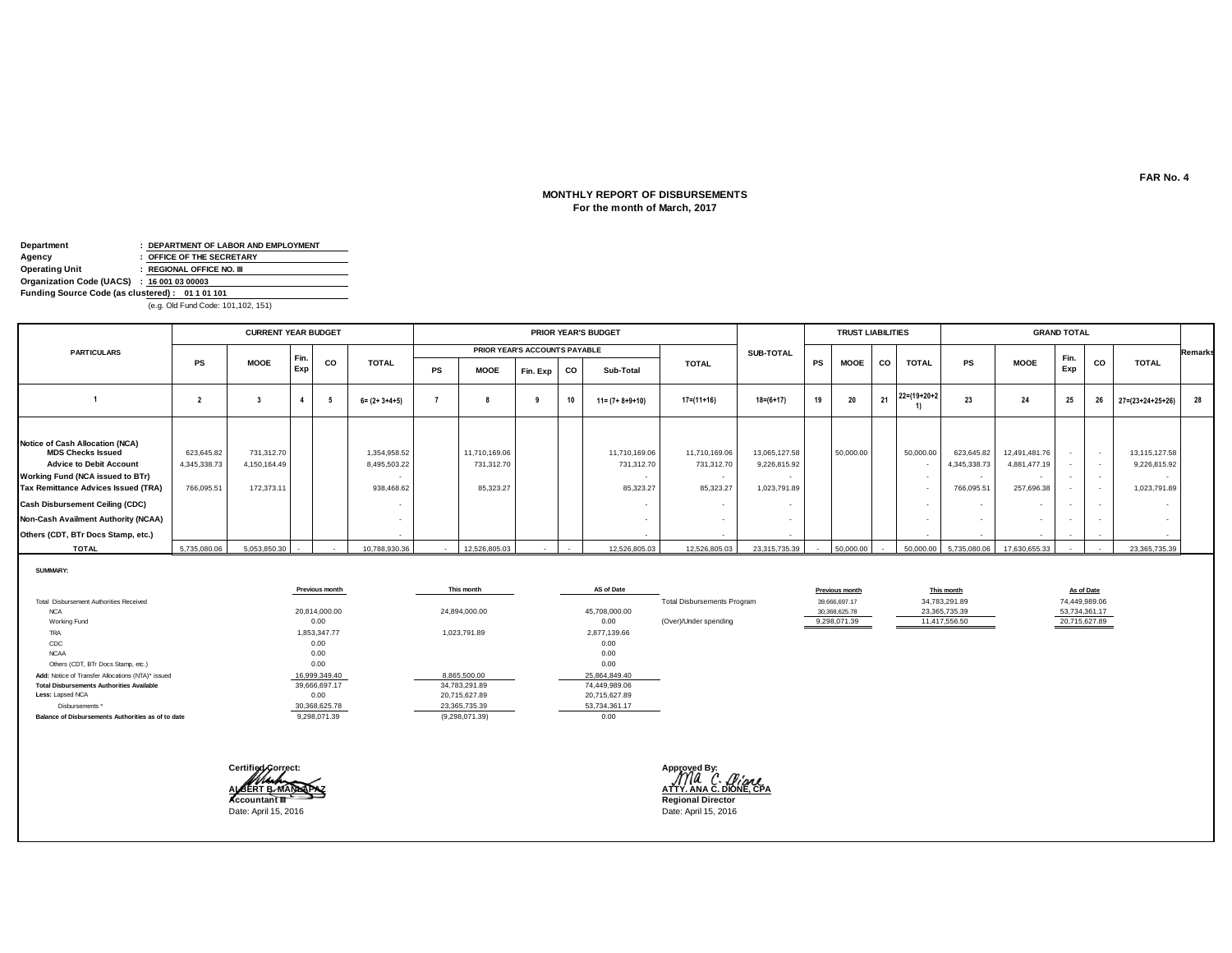FAR No. 4

# MONTHLY REPORT OF DISBURSEMENTS
## For the month of March, 2017

**Department** : **DEPARTMENT OF LABOR AND EMPLOYMENT**
**Agency** : **OFFICE OF THE SECRETARY**
**Operating Unit** : **REGIONAL OFFICE NO. III**
**Organization Code (UACS)** : **16 001 03 00003**
**Funding Source Code (as clustered) : 01 1 01 101**
(e.g. Old Fund Code: 101,102, 151)

| PARTICULARS | CURRENT YEAR BUDGET | | | | | PRIOR YEAR'S BUDGET | | | | | | SUB-TOTAL | TRUST LIABILITIES | | | | GRAND TOTAL | | | | | Remarks |
|---|---|---|---|---|---|---|---|---|---|---|---|---|---|---|---|---|---|---|---|---|---|---|
| | | | | | | PRIOR YEAR'S ACCOUNTS PAYABLE | | | | | TOTAL | | | | | | | | | | | |
| | PS | MOOE | Fin. Exp | CO | TOTAL | PS | MOOE | Fin. Exp | CO | Sub-Total | | | PS | MOOE | CO | TOTAL | PS | MOOE | Fin. Exp | CO | TOTAL | |
| 1 | 2 | 3 | 4 | 5 | 6= (2+ 3+4+5) | 7 | 8 | 9 | 10 | 11= (7+ 8+9+10) | 17=(11+16) | 18=(6+17) | 19 | 20 | 21 | 22=(19+20+21) | 23 | 24 | 25 | 26 | 27=(23+24+25+26) | 28 |
| **Notice of Cash Allocation (NCA)** | | | | | | | | | | | | | | | | | | | | | | |
| **MDS Checks Issued** | 623,645.82 | 731,312.70 | | | 1,354,958.52 | | 11,710,169.06 | | | 11,710,169.06 | 11,710,169.06 | 13,065,127.58 | | 50,000.00 | | 50,000.00 | 623,645.82 | 12,491,481.76 | - | - | 13,115,127.58 | |
| **Advice to Debit Account** | 4,345,338.73 | 4,150,164.49 | | | 8,495,503.22 | | 731,312.70 | | | 731,312.70 | 731,312.70 | 9,226,815.92 | | | | - | 4,345,338.73 | 4,881,477.19 | - | - | 9,226,815.92 | |
| **Working Fund (NCA issued to BTr)** | | | | | - | | | | | - | - | - | | | | - | - | - | - | - | - | |
| **Tax Remittance Advices Issued (TRA)** | 766,095.51 | 172,373.11 | | | 938,468.62 | | 85,323.27 | | | 85,323.27 | 85,323.27 | 1,023,791.89 | | | | - | 766,095.51 | 257,696.38 | - | - | 1,023,791.89 | |
| **Cash Disbursement Ceiling (CDC)** | | | | | - | | | | | - | - | - | | | | - | - | - | - | - | - | |
| **Non-Cash Availment Authority (NCAA)** | | | | | - | | | | | - | - | - | | | | - | - | - | - | - | - | |
| **Others (CDT, BTr Docs Stamp, etc.)** | | | | | - | | | | | - | - | - | | | | - | - | - | - | - | - | |
| **TOTAL** | 5,735,080.06 | 5,053,850.30 | - | - | 10,788,930.36 | - | 12,526,805.03 | - | - | 12,526,805.03 | 12,526,805.03 | 23,315,735.39 | - | 50,000.00 | - | 50,000.00 | 5,735,080.06 | 17,630,655.33 | - | - | 23,365,735.39 | |

**SUMMARY:**

| | Previous month | This month | AS of Date |
|---|---|---|---|
| Total Disbursement Authorities Received | | | |
| NCA | 20,814,000.00 | 24,894,000.00 | 45,708,000.00 |
| Working Fund | 0.00 | | 0.00 |
| TRA | 1,853,347.77 | 1,023,791.89 | 2,877,139.66 |
| CDC | 0.00 | | 0.00 |
| NCAA | 0.00 | | 0.00 |
| Others (CDT, BTr Docs Stamp, etc.) | 0.00 | | 0.00 |
| **Add:** Notice of Transfer Allocations (NTA)* issued | 16,999,349.40 | 8,865,500.00 | 25,864,849.40 |
| **Total Disbursements Authorities Available** | 39,666,697.17 | 34,783,291.89 | 74,449,989.06 |
| **Less:** Lapsed NCA | 0.00 | 20,715,627.89 | 20,715,627.89 |
| Disbursements * | 30,368,625.78 | 23,365,735.39 | 53,734,361.17 |
| **Balance of Disbursements Authorities as of to date** | 9,298,071.39 | (9,298,071.39) | 0.00 |

| | Previous month | This month | As of Date |
|---|---|---|---|
| Total Disbursements Program | 39,666,697.17 | 34,783,291.89 | 74,449,989.06 |
| | 30,368,625.78 | 23,365,735.39 | 53,734,361.17 |
| (Over)/Under spending | 9,298,071.39 | 11,417,556.50 | 20,715,627.89 |

Certified Correct:

**ALBERT B. MANLAPAZ**
**Accountant III**
Date: April 15, 2016

Approved By:

**ATTY. ANA C. DIONE, CPA**
**Regional Director**
Date: April 15, 2016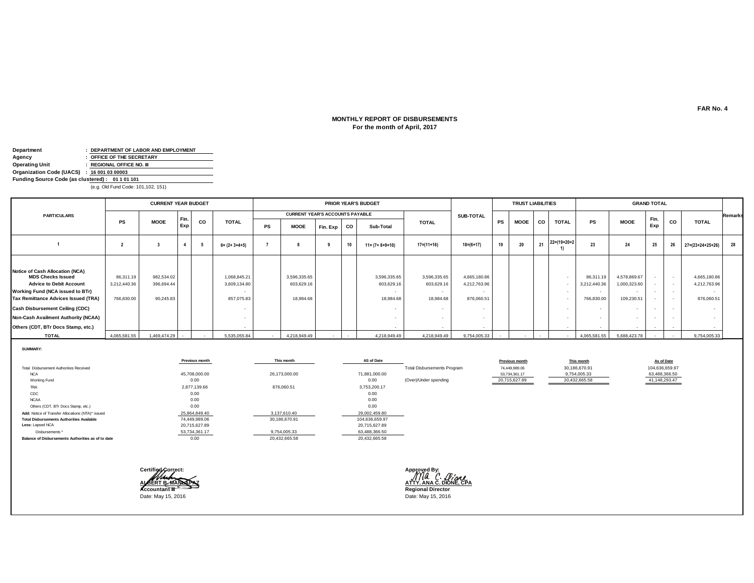FAR No. 4

**MONTHLY REPORT OF DISBURSEMENTS**
**For the month of April, 2017**

**Department** : **DEPARTMENT OF LABOR AND EMPLOYMENT**
**Agency** : **OFFICE OF THE SECRETARY**
**Operating Unit** : **REGIONAL OFFICE NO. III**
**Organization Code (UACS)** : **16 001 03 00003**
**Funding Source Code (as clustered)** : **01 1 01 101**
(e.g. Old Fund Code: 101,102, 151)

| PARTICULARS | CURRENT YEAR BUDGET | | | | | PRIOR YEAR'S BUDGET | | | | | | SUB-TOTAL | TRUST LIABILITIES | | | | GRAND TOTAL | | | | | Remarks |
|---|---|---|---|---|---|---|---|---|---|---|---|---|---|---|---|---|---|---|---|---|---|---|
| | | | | | | CURRENT YEAR'S ACCOUNTS PAYABLE | | | | | TOTAL | | | | | | | | | | | |
| | PS | MOOE | Fin. Exp | CO | TOTAL | PS | MOOE | Fin. Exp | CO | Sub-Total | | | PS | MOOE | CO | TOTAL | PS | MOOE | Fin. Exp | CO | TOTAL | |
| 1 | 2 | 3 | 4 | 5 | 6= (2+ 3+4+5) | 7 | 8 | 9 | 10 | 11= (7+ 8+9+10) | 17=(11+16) | 18=(6+17) | 19 | 20 | 21 | 22=(19+20+21) | 23 | 24 | 25 | 26 | 27=(23+24+25+26) | 28 |
| **Notice of Cash Allocation (NCA)** | | | | | | | | | | | | | | | | | | | | | | |
| **MDS Checks Issued** | 86,311.19 | 982,534.02 | | | 1,068,845.21 | | 3,596,335.65 | | | 3,596,335.65 | 3,596,335.65 | 4,665,180.86 | | | | - | 86,311.19 | 4,578,869.67 | - | - | 4,665,180.86 | |
| **Advice to Debit Account** | 3,212,440.36 | 396,694.44 | | | 3,609,134.80 | | 603,629.16 | | | 603,629.16 | 603,629.16 | 4,212,763.96 | | | | - | 3,212,440.36 | 1,000,323.60 | - | - | 4,212,763.96 | |
| **Working Fund (NCA issued to BTr)** | | | | | - | | | | | - | - | - | | | | - | - | - | - | - | - | |
| **Tax Remittance Advices Issued (TRA)** | 766,830.00 | 90,245.83 | | | 857,075.83 | | 18,984.68 | | | 18,984.68 | 18,984.68 | 876,060.51 | | | | - | 766,830.00 | 109,230.51 | - | - | 876,060.51 | |
| **Cash Disbursement Ceiling (CDC)** | | | | | - | | | | | - | - | - | | | | - | - | - | - | - | - | |
| **Non-Cash Availment Authority (NCAA)** | | | | | - | | | | | - | - | - | | | | - | - | - | - | - | - | |
| **Others (CDT, BTr Docs Stamp, etc.)** | | | | | - | | | | | - | - | - | | | | - | - | - | - | - | - | |
| **TOTAL** | 4,065,581.55 | 1,469,474.29 | - | - | 5,535,055.84 | - | 4,218,949.49 | - | - | 4,218,949.49 | 4,218,949.49 | 9,754,005.33 | - | - | - | - | 4,065,581.55 | 5,688,423.78 | - | - | 9,754,005.33 | |

**SUMMARY:**

| | Previous month | This month | AS of Date |
|---|---|---|---|
| Total Disbursement Authorities Received | | | |
| NCA | 45,708,000.00 | 26,173,000.00 | 71,881,000.00 |
| Working Fund | 0.00 | | 0.00 |
| TRA | 2,877,139.66 | 876,060.51 | 3,753,200.17 |
| CDC | 0.00 | | 0.00 |
| NCAA | 0.00 | | 0.00 |
| Others (CDT, BTr Docs Stamp, etc.) | 0.00 | | 0.00 |
| **Add:** Notice of Transfer Allocations (NTA)* issued | 25,864,849.40 | 3,137,610.40 | 29,002,459.80 |
| **Total Disbursements Authorities Available** | 74,449,989.06 | 30,186,670.91 | 104,636,659.97 |
| **Less:** Lapsed NCA | 20,715,627.89 | | 20,715,627.89 |
| Disbursements * | 53,734,361.17 | 9,754,005.33 | 63,488,366.50 |
| **Balance of Disbursements Authorities as of to date** | 0.00 | 20,432,665.58 | 20,432,665.58 |

| | Previous month | This month | As of Date |
|---|---|---|---|
| Total Disbursements Program | 74,449,989.06 | 30,186,670.91 | 104,636,659.97 |
| | 53,734,361.17 | 9,754,005.33 | 63,488,366.50 |
| (Over)/Under spending | 20,715,627.89 | 20,432,665.58 | 41,148,293.47 |

Certified Correct:

**ALBERT B. MANLAPAZ**
**Accountant III**
Date: May 15, 2016

Approved By:

**ATTY. ANA C. DIONE, CPA**
**Regional Director**
Date: May 15, 2016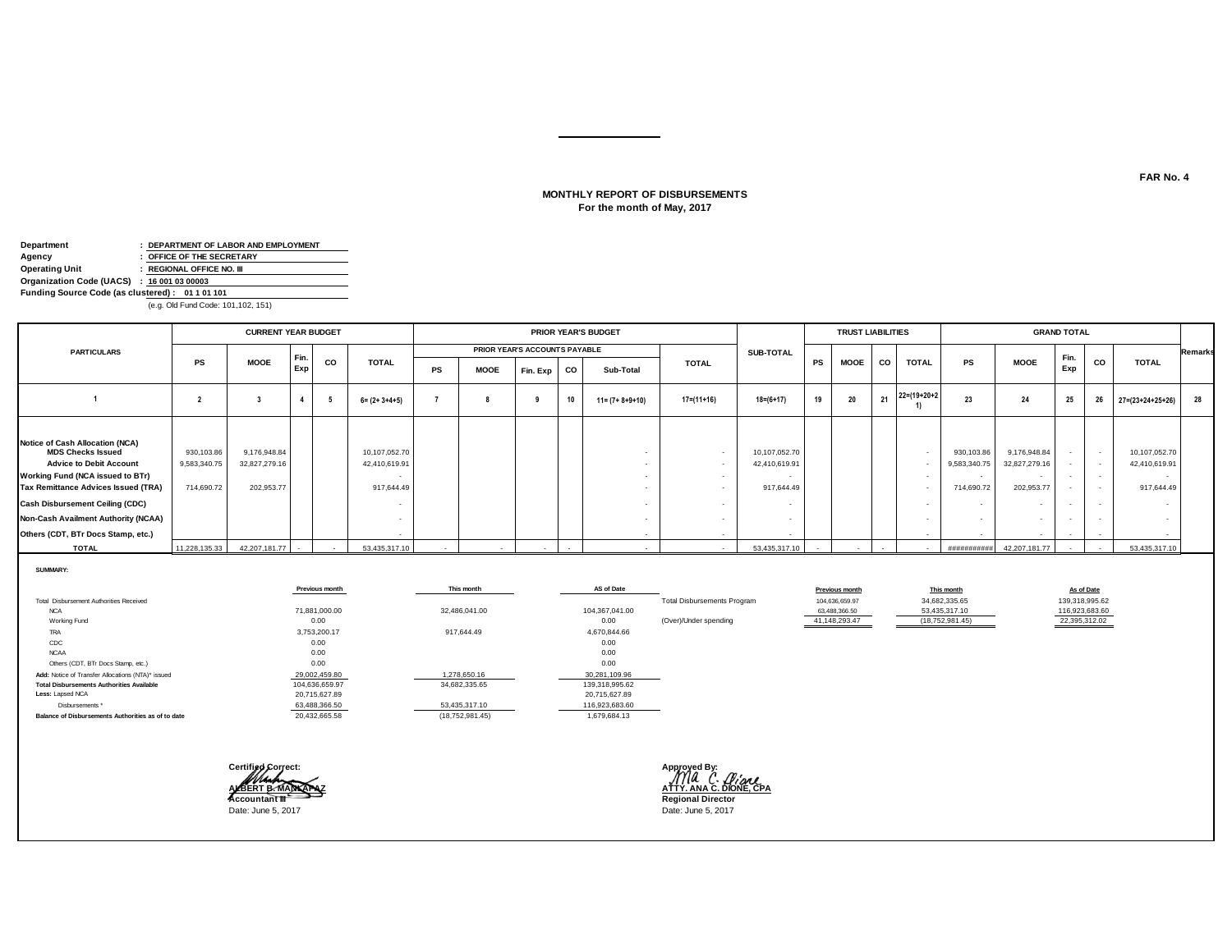FAR No. 4

**MONTHLY REPORT OF DISBURSEMENTS**
**For the month of May, 2017**

**Department** : **DEPARTMENT OF LABOR AND EMPLOYMENT**
**Agency** : **OFFICE OF THE SECRETARY**
**Operating Unit** : **REGIONAL OFFICE NO. III**
**Organization Code (UACS)** : **16 001 03 00003**
**Funding Source Code (as clustered)** : **01 1 01 101**
(e.g. Old Fund Code: 101,102, 151)

| PARTICULARS | CURRENT YEAR BUDGET | | | | | PRIOR YEAR'S BUDGET | | | | | | SUB-TOTAL | TRUST LIABILITIES | | | | GRAND TOTAL | | | | | Remarks |
|---|---|---|---|---|---|---|---|---|---|---|---|---|---|---|---|---|---|---|---|---|---|---|
| | | | | | | PRIOR YEAR'S ACCOUNTS PAYABLE | | | | | TOTAL | | | | | | | | | | | |
| | PS | MOOE | Fin. Exp | CO | TOTAL | PS | MOOE | Fin. Exp | CO | Sub-Total | | | PS | MOOE | CO | TOTAL | PS | MOOE | Fin. Exp | CO | TOTAL | |
| 1 | 2 | 3 | 4 | 5 | 6= (2+ 3+4+5) | 7 | 8 | 9 | 10 | 11= (7+ 8+9+10) | 17=(11+16) | 18=(6+17) | 19 | 20 | 21 | 22=(19+20+21) | 23 | 24 | 25 | 26 | 27=(23+24+25+26) | 28 |
| **Notice of Cash Allocation (NCA)** | | | | | | | | | | | | | | | | | | | | | | |
| **MDS Checks Issued** | 930,103.86 | 9,176,948.84 | | | 10,107,052.70 | | | | | - | - | 10,107,052.70 | | | | - | 930,103.86 | 9,176,948.84 | - | - | 10,107,052.70 | |
| **Advice to Debit Account** | 9,583,340.75 | 32,827,279.16 | | | 42,410,619.91 | | | | | - | - | 42,410,619.91 | | | | - | 9,583,340.75 | 32,827,279.16 | - | - | 42,410,619.91 | |
| **Working Fund (NCA issued to BTr)** | | | | | - | | | | | - | - | - | | | | - | - | - | - | - | - | |
| **Tax Remittance Advices Issued (TRA)** | 714,690.72 | 202,953.77 | | | 917,644.49 | | | | | - | - | 917,644.49 | | | | - | 714,690.72 | 202,953.77 | - | - | 917,644.49 | |
| **Cash Disbursement Ceiling (CDC)** | | | | | - | | | | | - | - | - | | | | - | - | - | - | - | - | |
| **Non-Cash Availment Authority (NCAA)** | | | | | - | | | | | - | - | - | | | | - | - | - | - | - | - | |
| **Others (CDT, BTr Docs Stamp, etc.)** | | | | | - | | | | | - | - | - | | | | - | - | - | - | - | - | |
| **TOTAL** | 11,228,135.33 | 42,207,181.77 | - | - | 53,435,317.10 | - | - | - | - | - | - | 53,435,317.10 | - | - | - | - | ########### | 42,207,181.77 | - | - | 53,435,317.10 | |

**SUMMARY:**

| | Previous month | This month | AS of Date |
|---|---|---|---|
| Total Disbursement Authorities Received | | | |
| NCA | 71,881,000.00 | 32,486,041.00 | 104,367,041.00 |
| Working Fund | 0.00 | | 0.00 |
| TRA | 3,753,200.17 | 917,644.49 | 4,670,844.66 |
| CDC | 0.00 | | 0.00 |
| NCAA | 0.00 | | 0.00 |
| Others (CDT, BTr Docs Stamp, etc.) | 0.00 | | 0.00 |
| **Add:** Notice of Transfer Allocations (NTA)* issued | 29,002,459.80 | 1,278,650.16 | 30,281,109.96 |
| **Total Disbursements Authorities Available** | 104,636,659.97 | 34,682,335.65 | 139,318,995.62 |
| **Less:** Lapsed NCA | 20,715,627.89 | | 20,715,627.89 |
| Disbursements * | 63,488,366.50 | 53,435,317.10 | 116,923,683.60 |
| **Balance of Disbursements Authorities as of to date** | 20,432,665.58 | (18,752,981.45) | 1,679,684.13 |

| | Previous month | This month | As of Date |
|---|---|---|---|
| Total Disbursements Program | 104,636,659.97 | 34,682,335.65 | 139,318,995.62 |
| | 63,488,366.50 | 53,435,317.10 | 116,923,683.60 |
| (Over)/Under spending | 41,148,293.47 | (18,752,981.45) | 22,395,312.02 |

Certified Correct:
**ALBERT B. MANLAPAZ**
**Accountant III**
Date: June 5, 2017

Approved By:
**ATTY. ANA C. DIONE, CPA**
**Regional Director**
Date: June 5, 2017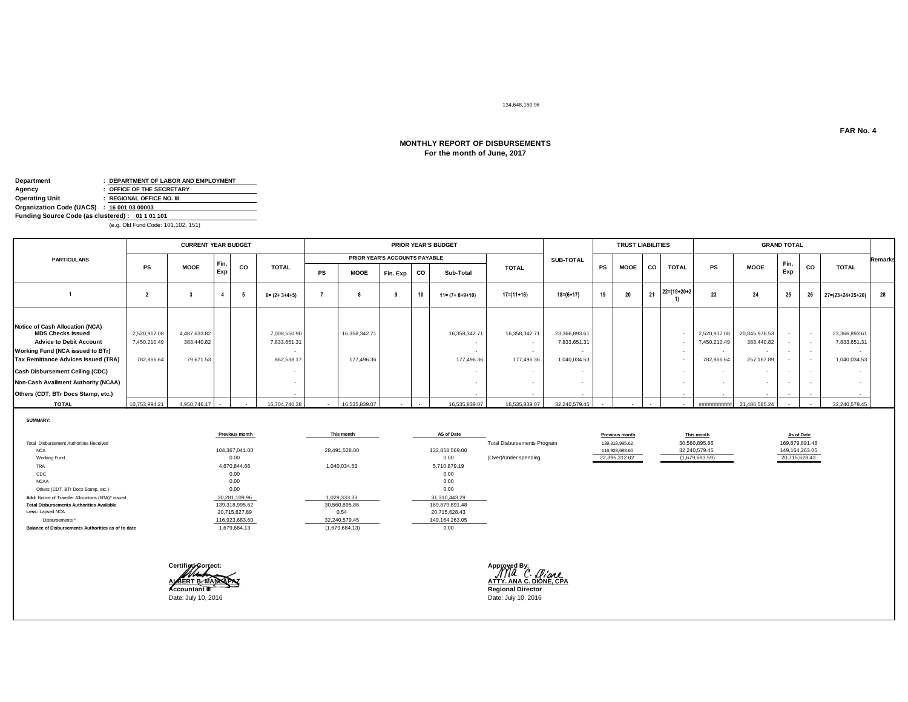134,648,150.96

**FAR No. 4**

## MONTHLY REPORT OF DISBURSEMENTS
**For the month of June, 2017**

**Department** : **DEPARTMENT OF LABOR AND EMPLOYMENT**
**Agency** : **OFFICE OF THE SECRETARY**
**Operating Unit** : **REGIONAL OFFICE NO. III**
**Organization Code (UACS)** : **16 001 03 00003**
**Funding Source Code (as clustered) : 01 1 01 101**
(e.g. Old Fund Code: 101,102, 151)

| PARTICULARS | CURRENT YEAR BUDGET | | | | | PRIOR YEAR'S BUDGET | | | | | | SUB-TOTAL | TRUST LIABILITIES | | | | GRAND TOTAL | | | | | Remarks |
|---|---|---|---|---|---|---|---|---|---|---|---|---|---|---|---|---|---|---|---|---|---|---|
| | | | | | | PRIOR YEAR'S ACCOUNTS PAYABLE | | | | | TOTAL | | | | | | | | | | | |
| | PS | MOOE | Fin. Exp | CO | TOTAL | PS | MOOE | Fin. Exp | CO | Sub-Total | | | PS | MOOE | CO | TOTAL | PS | MOOE | Fin. Exp | CO | TOTAL | |
| 1 | 2 | 3 | 4 | 5 | 6= (2+ 3+4+5) | 7 | 8 | 9 | 10 | 11= (7+ 8+9+10) | 17=(11+16) | 18=(6+17) | 19 | 20 | 21 | 22=(19+20+21) | 23 | 24 | 25 | 26 | 27=(23+24+25+26) | 28 |
| **Notice of Cash Allocation (NCA)** | | | | | | | | | | | | | | | | | | | | | | |
| **MDS Checks Issued** | 2,520,917.08 | 4,487,633.82 | | | 7,008,550.90 | | 16,358,342.71 | | | 16,358,342.71 | 16,358,342.71 | 23,366,893.61 | | | | - | 2,520,917.08 | 20,845,976.53 | - | - | 23,366,893.61 | |
| **Advice to Debit Account** | 7,450,210.49 | 383,440.82 | | | 7,833,651.31 | | | | | - | - | 7,833,651.31 | | | | - | 7,450,210.49 | 383,440.82 | - | - | 7,833,651.31 | |
| **Working Fund (NCA issued to BTr)** | | | | | - | | | | | - | - | - | | | | - | - | - | - | - | - | |
| **Tax Remittance Advices Issued (TRA)** | 782,866.64 | 79,671.53 | | | 862,538.17 | | 177,496.36 | | | 177,496.36 | 177,496.36 | 1,040,034.53 | | | | - | 782,866.64 | 257,167.89 | - | - | 1,040,034.53 | |
| **Cash Disbursement Ceiling (CDC)** | | | | | - | | | | | - | - | - | | | | - | - | - | - | - | - | |
| **Non-Cash Availment Authority (NCAA)** | | | | | - | | | | | - | - | - | | | | - | - | - | - | - | - | |
| **Others (CDT, BTr Docs Stamp, etc.)** | | | | | - | | | | | - | - | - | | | | - | - | - | - | - | - | |
| **TOTAL** | 10,753,994.21 | 4,950,746.17 | - | - | 15,704,740.38 | - | 16,535,839.07 | - | - | 16,535,839.07 | 16,535,839.07 | 32,240,579.45 | - | - | - | - | ########### | 21,486,585.24 | - | - | 32,240,579.45 | |

**SUMMARY:**

| | Previous month | This month | AS of Date |
|---|---|---|---|
| Total Disbursement Authorities Received | | | |
| NCA | 104,367,041.00 | 28,491,528.00 | 132,858,569.00 |
| Working Fund | 0.00 | | 0.00 |
| TRA | 4,670,844.66 | 1,040,034.53 | 5,710,879.19 |
| CDC | 0.00 | | 0.00 |
| NCAA | 0.00 | | 0.00 |
| Others (CDT, BTr Docs Stamp, etc.) | 0.00 | | 0.00 |
| **Add:** Notice of Transfer Allocations (NTA)* issued | 30,281,109.96 | 1,029,333.33 | 31,310,443.29 |
| **Total Disbursements Authorities Available** | 139,318,995.62 | 30,560,895.86 | 169,879,891.48 |
| **Less:** Lapsed NCA | 20,715,627.89 | 0.54 | 20,715,628.43 |
| Disbursements * | 116,923,683.60 | 32,240,579.45 | 149,164,263.05 |
| **Balance of Disbursements Authorities as of to date** | 1,679,684.13 | (1,679,684.13) | 0.00 |

| | Previous month | This month | As of Date |
|---|---|---|---|
| Total Disbursements Program | 139,318,995.62 | 30,560,895.86 | 169,879,891.48 |
| | 116,923,683.60 | 32,240,579.45 | 149,164,263.05 |
| (Over)/Under spending | 22,395,312.02 | (1,679,683.59) | 20,715,628.43 |

Certified Correct:

**ALBERT B. MANLAPAZ**
**Accountant III**
Date: July 10, 2016

Approved By:

**ATTY. ANA C. DIONE, CPA**
**Regional Director**
Date: July 10, 2016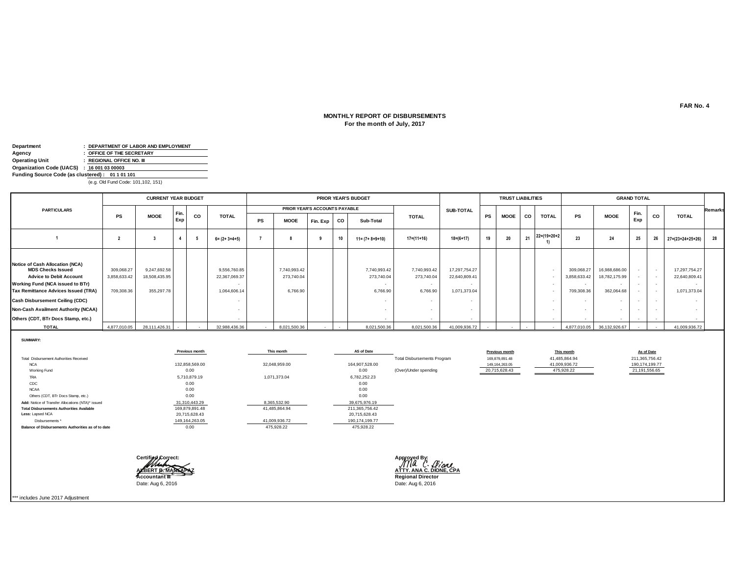FAR No. 4

# MONTHLY REPORT OF DISBURSEMENTS
## For the month of July, 2017

**Department** : DEPARTMENT OF LABOR AND EMPLOYMENT
**Agency** : OFFICE OF THE SECRETARY
**Operating Unit** : REGIONAL OFFICE NO. III
**Organization Code (UACS)** : 16 001 03 00003
**Funding Source Code (as clustered)** : 01 1 01 101
(e.g. Old Fund Code: 101,102, 151)

| PARTICULARS | CURRENT YEAR BUDGET | | | | | PRIOR YEAR'S BUDGET | | | | | | SUB-TOTAL | TRUST LIABILITIES | | | | GRAND TOTAL | | | | | Remarks |
|---|---|---|---|---|---|---|---|---|---|---|---|---|---|---|---|---|---|---|---|---|---|---|
| | | | | | | PRIOR YEAR'S ACCOUNTS PAYABLE | | | | | | | | | | | | | | | | |
| | PS | MOOE | Fin. Exp | CO | TOTAL | PS | MOOE | Fin. Exp | CO | Sub-Total | TOTAL | | PS | MOOE | CO | TOTAL | PS | MOOE | Fin. Exp | CO | TOTAL | |
| 1 | 2 | 3 | 4 | 5 | 6= (2+ 3+4+5) | 7 | 8 | 9 | 10 | 11= (7+ 8+9+10) | 17=(11+16) | 18=(6+17) | 19 | 20 | 21 | 22=(19+20+21) | 23 | 24 | 25 | 26 | 27=(23+24+25+26) | 28 |
| **Notice of Cash Allocation (NCA)** | | | | | | | | | | | | | | | | | | | | | | |
| **MDS Checks Issued** | 309,068.27 | 9,247,692.58 | | | 9,556,760.85 | | 7,740,993.42 | | | 7,740,993.42 | 7,740,993.42 | 17,297,754.27 | | | | - | 309,068.27 | 16,988,686.00 | - | - | 17,297,754.27 | |
| **Advice to Debit Account** | 3,858,633.42 | 18,508,435.95 | | | 22,367,069.37 | | 273,740.04 | | | 273,740.04 | 273,740.04 | 22,640,809.41 | | | | - | 3,858,633.42 | 18,782,175.99 | - | - | 22,640,809.41 | |
| **Working Fund (NCA issued to BTr)** | | | | | - | | | | | - | - | - | | | | - | - | - | - | - | - | |
| **Tax Remittance Advices Issued (TRA)** | 709,308.36 | 355,297.78 | | | 1,064,606.14 | | 6,766.90 | | | 6,766.90 | 6,766.90 | 1,071,373.04 | | | | - | 709,308.36 | 362,064.68 | - | - | 1,071,373.04 | |
| **Cash Disbursement Ceiling (CDC)** | | | | | - | | | | | - | - | - | | | | - | - | - | - | - | - | |
| **Non-Cash Availment Authority (NCAA)** | | | | | - | | | | | - | - | - | | | | - | - | - | - | - | - | |
| **Others (CDT, BTr Docs Stamp, etc.)** | | | | | - | | | | | - | - | - | | | | - | - | - | - | - | - | |
| **TOTAL** | 4,877,010.05 | 28,111,426.31 | - | - | 32,988,436.36 | - | 8,021,500.36 | - | - | 8,021,500.36 | 8,021,500.36 | 41,009,936.72 | - | - | - | - | 4,877,010.05 | 36,132,926.67 | - | - | 41,009,936.72 | |

**SUMMARY:**

| | Previous month | This month | AS of Date |
|---|---|---|---|
| Total Disbursement Authorities Received | | | |
| NCA | 132,858,569.00 | 32,048,959.00 | 164,907,528.00 |
| Working Fund | 0.00 | | 0.00 |
| TRA | 5,710,879.19 | 1,071,373.04 | 6,782,252.23 |
| CDC | 0.00 | | 0.00 |
| NCAA | 0.00 | | 0.00 |
| Others (CDT, BTr Docs Stamp, etc.) | 0.00 | | 0.00 |
| **Add:** Notice of Transfer Allocations (NTA)* issued | 31,310,443.29 | 8,365,532.90 | 39,675,976.19 |
| **Total Disbursements Authorities Available** | 169,879,891.48 | 41,485,864.94 | 211,365,756.42 |
| **Less:** Lapsed NCA | 20,715,628.43 | | 20,715,628.43 |
| Disbursements * | 149,164,263.05 | 41,009,936.72 | 190,174,199.77 |
| **Balance of Disbursements Authorities as of to date** | 0.00 | 475,928.22 | 475,928.22 |

| | Previous month | This month | As of Date |
|---|---|---|---|
| Total Disbursements Program | 169,879,891.48 | 41,485,864.94 | 211,365,756.42 |
| | 149,164,263.05 | 41,009,936.72 | 190,174,199.77 |
| (Over)/Under spending | 20,715,628.43 | 475,928.22 | 21,191,556.65 |

Certified Correct:

**ALBERT B. MANLAPAZ**
Accountant III
Date: Aug 6, 2016

Approved By:

**ATTY. ANA C. DIONE, CPA**
Regional Director
Date: Aug 6, 2016

*** includes June 2017 Adjustment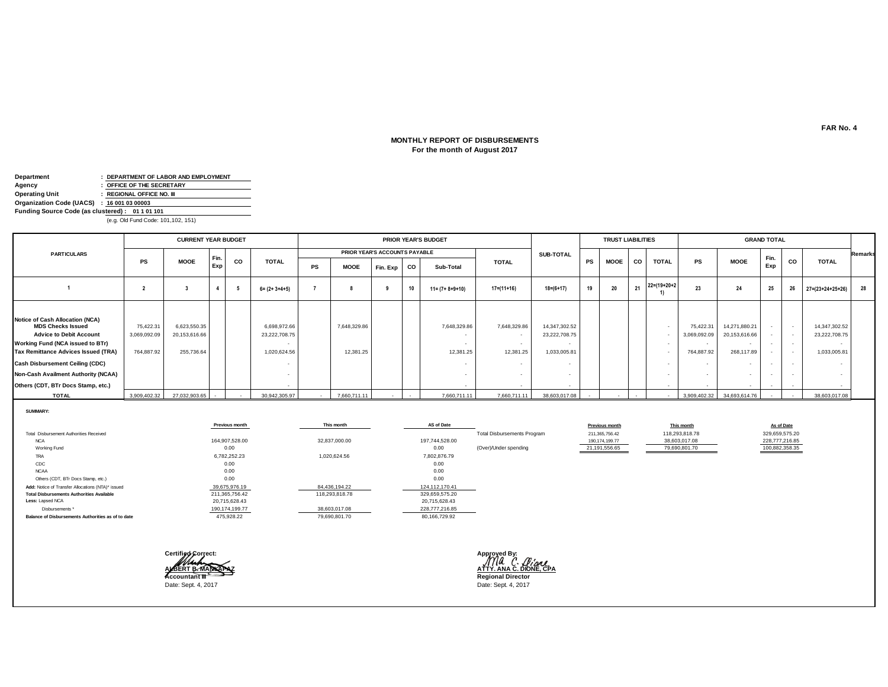FAR No. 4

# MONTHLY REPORT OF DISBURSEMENTS
## For the month of August 2017

**Department** : DEPARTMENT OF LABOR AND EMPLOYMENT
**Agency** : OFFICE OF THE SECRETARY
**Operating Unit** : REGIONAL OFFICE NO. III
**Organization Code (UACS)** : 16 001 03 00003
**Funding Source Code (as clustered)** : 01 1 01 101
(e.g. Old Fund Code: 101,102, 151)

| PARTICULARS | CURRENT YEAR BUDGET | | | | | PRIOR YEAR'S BUDGET | | | | | | SUB-TOTAL | TRUST LIABILITIES | | | | GRAND TOTAL | | | | | Remarks |
|---|---|---|---|---|---|---|---|---|---|---|---|---|---|---|---|---|---|---|---|---|---|---|
| | | | | | | PRIOR YEAR'S ACCOUNTS PAYABLE | | | | | TOTAL | | | | | | | | | | | |
| | PS | MOOE | Fin. Exp | CO | TOTAL | PS | MOOE | Fin. Exp | CO | Sub-Total | | | PS | MOOE | CO | TOTAL | PS | MOOE | Fin. Exp | CO | TOTAL | |
| 1 | 2 | 3 | 4 | 5 | 6= (2+ 3+4+5) | 7 | 8 | 9 | 10 | 11= (7+ 8+9+10) | 17=(11+16) | 18=(6+17) | 19 | 20 | 21 | 22=(19+20+21) | 23 | 24 | 25 | 26 | 27=(23+24+25+26) | 28 |
| Notice of Cash Allocation (NCA) | | | | | | | | | | | | | | | | | | | | | | |
| MDS Checks Issued | 75,422.31 | 6,623,550.35 | | | 6,698,972.66 | | 7,648,329.86 | | | 7,648,329.86 | 7,648,329.86 | 14,347,302.52 | | | | - | 75,422.31 | 14,271,880.21 | - | - | 14,347,302.52 | |
| Advice to Debit Account | 3,069,092.09 | 20,153,616.66 | | | 23,222,708.75 | | | | | - | - | 23,222,708.75 | | | | - | 3,069,092.09 | 20,153,616.66 | - | - | 23,222,708.75 | |
| Working Fund (NCA issued to BTr) | | | | | - | | | | | - | - | - | | | | - | - | - | - | - | - | |
| Tax Remittance Advices Issued (TRA) | 764,887.92 | 255,736.64 | | | 1,020,624.56 | | 12,381.25 | | | 12,381.25 | 12,381.25 | 1,033,005.81 | | | | - | 764,887.92 | 268,117.89 | - | - | 1,033,005.81 | |
| Cash Disbursement Ceiling (CDC) | | | | | - | | | | | - | - | - | | | | - | - | - | - | - | - | |
| Non-Cash Availment Authority (NCAA) | | | | | - | | | | | - | - | - | | | | - | - | - | - | - | - | |
| Others (CDT, BTr Docs Stamp, etc.) | | | | | - | | | | | - | - | - | | | | - | - | - | - | - | - | |
| TOTAL | 3,909,402.32 | 27,032,903.65 | - | - | 30,942,305.97 | - | 7,660,711.11 | - | - | 7,660,711.11 | 7,660,711.11 | 38,603,017.08 | - | - | - | - | 3,909,402.32 | 34,693,614.76 | - | - | 38,603,017.08 | |

**SUMMARY:**

| | Previous month | This month | AS of Date |
|---|---|---|---|
| Total Disbursement Authorities Received | | | |
| NCA | 164,907,528.00 | 32,837,000.00 | 197,744,528.00 |
| Working Fund | 0.00 | | 0.00 |
| TRA | 6,782,252.23 | 1,020,624.56 | 7,802,876.79 |
| CDC | 0.00 | | 0.00 |
| NCAA | 0.00 | | 0.00 |
| Others (CDT, BTr Docs Stamp, etc.) | 0.00 | | 0.00 |
| **Add:** Notice of Transfer Allocations (NTA)* issued | 39,675,976.19 | 84,436,194.22 | 124,112,170.41 |
| **Total Disbursements Authorities Available** | 211,365,756.42 | 118,293,818.78 | 329,659,575.20 |
| **Less:** Lapsed NCA | 20,715,628.43 | | 20,715,628.43 |
| Disbursements * | 190,174,199.77 | 38,603,017.08 | 228,777,216.85 |
| **Balance of Disbursements Authorities as of to date** | 475,928.22 | 79,690,801.70 | 80,166,729.92 |

| | Previous month | This month | As of Date |
|---|---|---|---|
| Total Disbursements Program | 211,365,756.42 | 118,293,818.78 | 329,659,575.20 |
| | 190,174,199.77 | 38,603,017.08 | 228,777,216.85 |
| (Over)/Under spending | 21,191,556.65 | 79,690,801.70 | 100,882,358.35 |

Certified Correct:

**ALBERT B. MANLAPAZ**
**Accountant III**
Date: Sept. 4, 2017

Approved By:

**ATTY. ANA C. DIONE, CPA**
**Regional Director**
Date: Sept. 4, 2017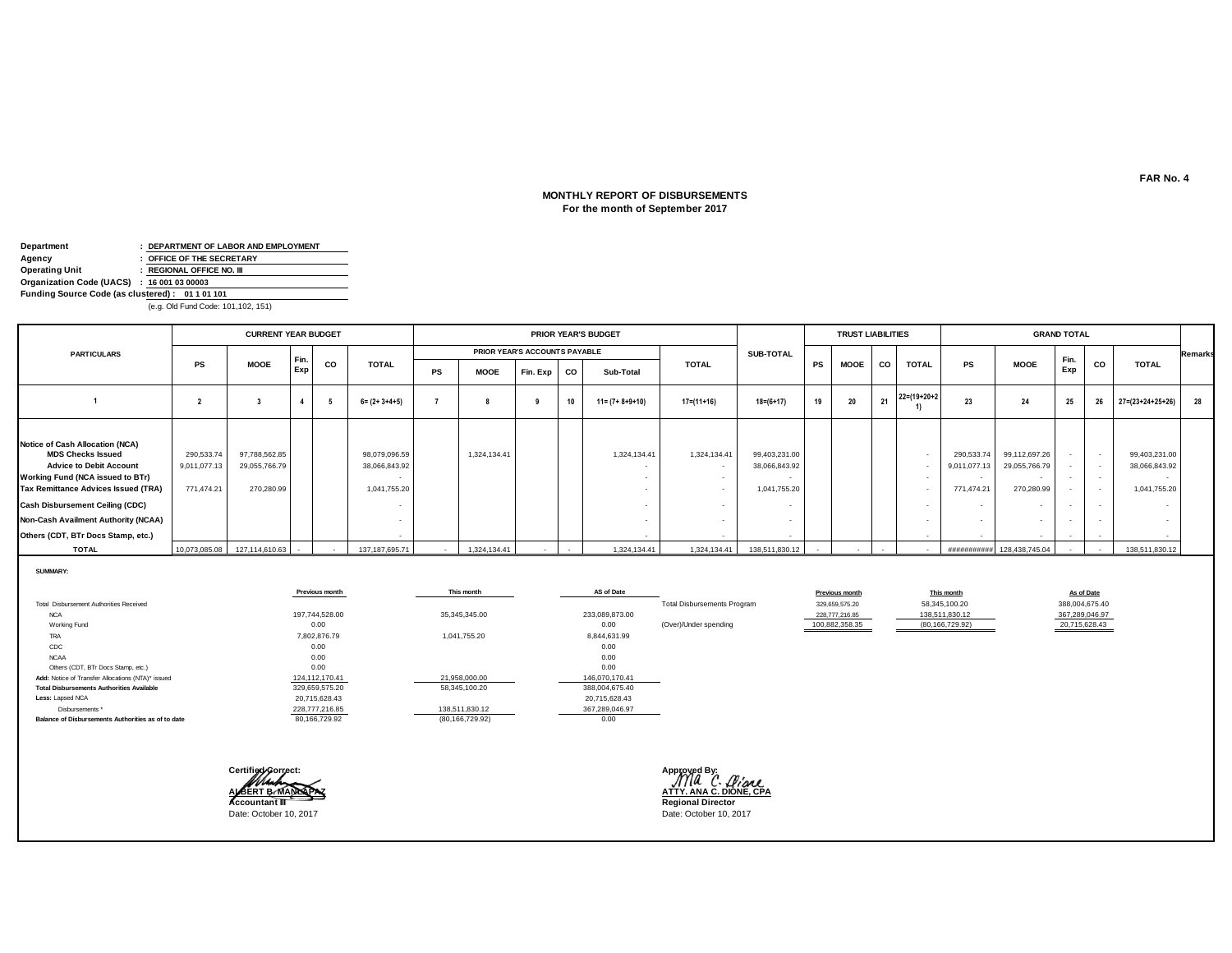FAR No. 4

# MONTHLY REPORT OF DISBURSEMENTS
## For the month of September 2017

**Department** : **DEPARTMENT OF LABOR AND EMPLOYMENT**
**Agency** : **OFFICE OF THE SECRETARY**
**Operating Unit** : **REGIONAL OFFICE NO. III**
**Organization Code (UACS)** : **16 001 03 00003**
**Funding Source Code (as clustered)** : **01 1 01 101**
(e.g. Old Fund Code: 101,102, 151)

| PARTICULARS | CURRENT YEAR BUDGET | | | | | PRIOR YEAR'S BUDGET | | | | | | SUB-TOTAL | TRUST LIABILITIES | | | | GRAND TOTAL | | | | | Remarks |
|---|---|---|---|---|---|---|---|---|---|---|---|---|---|---|---|---|---|---|---|---|---|---|
| | | | | | | PRIOR YEAR'S ACCOUNTS PAYABLE | | | | | TOTAL | | | | | | | | | | | |
| | PS | MOOE | Fin. Exp | CO | TOTAL | PS | MOOE | Fin. Exp | CO | Sub-Total | | | PS | MOOE | CO | TOTAL | PS | MOOE | Fin. Exp | CO | TOTAL | |
| 1 | 2 | 3 | 4 | 5 | 6= (2+ 3+4+5) | 7 | 8 | 9 | 10 | 11= (7+ 8+9+10) | 17=(11+16) | 18=(6+17) | 19 | 20 | 21 | 22=(19+20+21) | 23 | 24 | 25 | 26 | 27=(23+24+25+26) | 28 |
| **Notice of Cash Allocation (NCA)** | | | | | | | | | | | | | | | | | | | | | | |
| **MDS Checks Issued** | 290,533.74 | 97,788,562.85 | | | 98,079,096.59 | | 1,324,134.41 | | | 1,324,134.41 | 1,324,134.41 | 99,403,231.00 | | | | - | 290,533.74 | 99,112,697.26 | - | - | 99,403,231.00 | |
| **Advice to Debit Account** | 9,011,077.13 | 29,055,766.79 | | | 38,066,843.92 | | | | | - | - | 38,066,843.92 | | | | - | 9,011,077.13 | 29,055,766.79 | - | - | 38,066,843.92 | |
| **Working Fund (NCA issued to BTr)** | | | | | - | | | | | - | - | - | | | | - | - | - | - | - | - | |
| **Tax Remittance Advices Issued (TRA)** | 771,474.21 | 270,280.99 | | | 1,041,755.20 | | | | | - | - | 1,041,755.20 | | | | - | 771,474.21 | 270,280.99 | - | - | 1,041,755.20 | |
| **Cash Disbursement Ceiling (CDC)** | | | | | - | | | | | - | - | - | | | | - | - | - | - | - | - | |
| **Non-Cash Availment Authority (NCAA)** | | | | | - | | | | | - | - | - | | | | - | - | - | - | - | - | |
| **Others (CDT, BTr Docs Stamp, etc.)** | | | | | - | | | | | - | - | - | | | | - | - | - | - | - | - | |
| **TOTAL** | 10,073,085.08 | 127,114,610.63 | - | - | 137,187,695.71 | - | 1,324,134.41 | - | - | 1,324,134.41 | 1,324,134.41 | 138,511,830.12 | - | - | - | - | ########### | 128,438,745.04 | - | - | 138,511,830.12 | |

**SUMMARY:**

| | Previous month | This month | AS of Date |
|---|---|---|---|
| Total Disbursement Authorities Received | | | |
| NCA | 197,744,528.00 | 35,345,345.00 | 233,089,873.00 |
| Working Fund | 0.00 | | 0.00 |
| TRA | 7,802,876.79 | 1,041,755.20 | 8,844,631.99 |
| CDC | 0.00 | | 0.00 |
| NCAA | 0.00 | | 0.00 |
| Others (CDT, BTr Docs Stamp, etc.) | 0.00 | | 0.00 |
| **Add:** Notice of Transfer Allocations (NTA)* issued | 124,112,170.41 | 21,958,000.00 | 146,070,170.41 |
| **Total Disbursements Authorities Available** | 329,659,575.20 | 58,345,100.20 | 388,004,675.40 |
| **Less:** Lapsed NCA | 20,715,628.43 | | 20,715,628.43 |
| Disbursements * | 228,777,216.85 | 138,511,830.12 | 367,289,046.97 |
| **Balance of Disbursements Authorities as of to date** | 80,166,729.92 | (80,166,729.92) | 0.00 |

| | Previous month | This month | As of Date |
|---|---|---|---|
| Total Disbursements Program | 329,659,575.20 | 58,345,100.20 | 388,004,675.40 |
| | 228,777,216.85 | 138,511,830.12 | 367,289,046.97 |
| (Over)/Under spending | 100,882,358.35 | (80,166,729.92) | 20,715,628.43 |

Certified Correct:

**ALBERT B. MANLAPAZ**
**Accountant III**
Date: October 10, 2017

Approved By:

**ATTY. ANA C. DIONE, CPA**
**Regional Director**
Date: October 10, 2017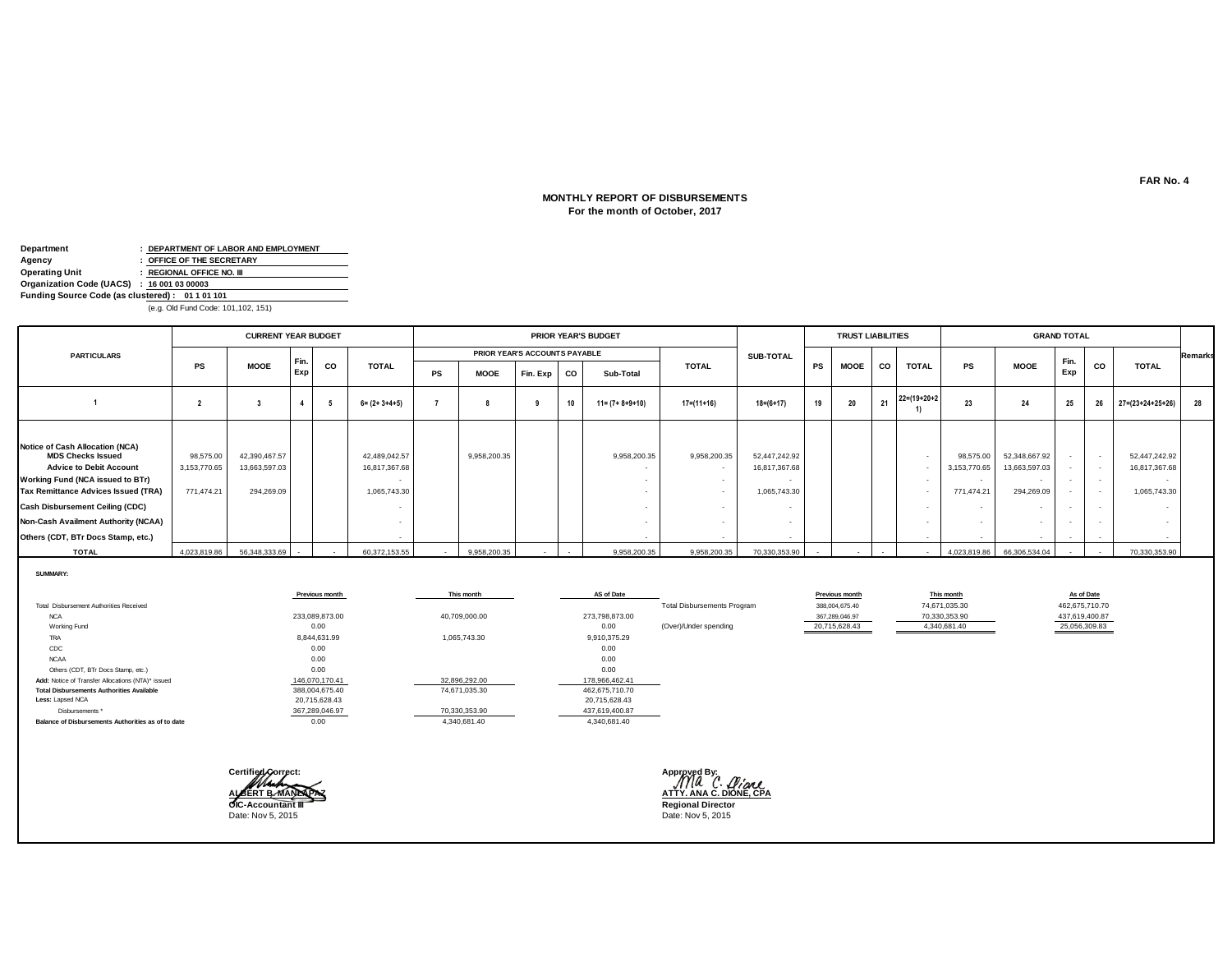FAR No. 4

# MONTHLY REPORT OF DISBURSEMENTS
## For the month of October, 2017

**Department** : **DEPARTMENT OF LABOR AND EMPLOYMENT**
**Agency** : **OFFICE OF THE SECRETARY**
**Operating Unit** : **REGIONAL OFFICE NO. III**
**Organization Code (UACS)** : **16 001 03 00003**
**Funding Source Code (as clustered)** : **01 1 01 101**
(e.g. Old Fund Code: 101,102, 151)

| PARTICULARS | CURRENT YEAR BUDGET | | | | | PRIOR YEAR'S BUDGET | | | | | | SUB-TOTAL | TRUST LIABILITIES | | | | GRAND TOTAL | | | | | Remarks |
|---|---|---|---|---|---|---|---|---|---|---|---|---|---|---|---|---|---|---|---|---|---|---|
| | | | | | | PRIOR YEAR'S ACCOUNTS PAYABLE | | | | | | | | | | | | | | | | |
| | PS | MOOE | Fin. Exp | CO | TOTAL | PS | MOOE | Fin. Exp | CO | Sub-Total | TOTAL | | PS | MOOE | CO | TOTAL | PS | MOOE | Fin. Exp | CO | TOTAL | |
| 1 | 2 | 3 | 4 | 5 | 6= (2+ 3+4+5) | 7 | 8 | 9 | 10 | 11= (7+ 8+9+10) | 17=(11+16) | 18=(6+17) | 19 | 20 | 21 | 22=(19+20+21) | 23 | 24 | 25 | 26 | 27=(23+24+25+26) | 28 |
| **Notice of Cash Allocation (NCA)** | | | | | | | | | | | | | | | | | | | | | | |
| **MDS Checks Issued** | 98,575.00 | 42,390,467.57 | | | 42,489,042.57 | | 9,958,200.35 | | | 9,958,200.35 | 9,958,200.35 | 52,447,242.92 | | | | - | 98,575.00 | 52,348,667.92 | - | - | 52,447,242.92 | |
| **Advice to Debit Account** | 3,153,770.65 | 13,663,597.03 | | | 16,817,367.68 | | | | | - | - | 16,817,367.68 | | | | - | 3,153,770.65 | 13,663,597.03 | - | - | 16,817,367.68 | |
| **Working Fund (NCA issued to BTr)** | | | | | - | | | | | - | - | - | | | | - | - | - | - | - | - | |
| **Tax Remittance Advices Issued (TRA)** | 771,474.21 | 294,269.09 | | | 1,065,743.30 | | | | | - | - | 1,065,743.30 | | | | - | 771,474.21 | 294,269.09 | - | - | 1,065,743.30 | |
| **Cash Disbursement Ceiling (CDC)** | | | | | - | | | | | - | - | - | | | | - | - | - | - | - | - | |
| **Non-Cash Availment Authority (NCAA)** | | | | | - | | | | | - | - | - | | | | - | - | - | - | - | - | |
| **Others (CDT, BTr Docs Stamp, etc.)** | | | | | - | | | | | - | - | - | | | | - | - | - | - | - | - | |
| **TOTAL** | 4,023,819.86 | 56,348,333.69 | - | - | 60,372,153.55 | - | 9,958,200.35 | - | - | 9,958,200.35 | 9,958,200.35 | 70,330,353.90 | - | - | - | - | 4,023,819.86 | 66,306,534.04 | - | - | 70,330,353.90 | |

**SUMMARY:**

| | Previous month | This month | AS of Date |
|---|---|---|---|
| Total Disbursement Authorities Received | | | |
| NCA | 233,089,873.00 | 40,709,000.00 | 273,798,873.00 |
| Working Fund | 0.00 | | 0.00 |
| TRA | 8,844,631.99 | 1,065,743.30 | 9,910,375.29 |
| CDC | 0.00 | | 0.00 |
| NCAA | 0.00 | | 0.00 |
| Others (CDT, BTr Docs Stamp, etc.) | 0.00 | | 0.00 |
| **Add:** Notice of Transfer Allocations (NTA)* issued | 146,070,170.41 | 32,896,292.00 | 178,966,462.41 |
| **Total Disbursements Authorities Available** | 388,004,675.40 | 74,671,035.30 | 462,675,710.70 |
| **Less:** Lapsed NCA | 20,715,628.43 | | 20,715,628.43 |
| Disbursements * | 367,289,046.97 | 70,330,353.90 | 437,619,400.87 |
| **Balance of Disbursements Authorities as of to date** | 0.00 | 4,340,681.40 | 4,340,681.40 |

| | Previous month | This month | As of Date |
|---|---|---|---|
| Total Disbursements Program | 388,004,675.40 | 74,671,035.30 | 462,675,710.70 |
| | 367,289,046.97 | 70,330,353.90 | 437,619,400.87 |
| (Over)/Under spending | 20,715,628.43 | 4,340,681.40 | 25,056,309.83 |

**Certified Correct:**
**ALBERT B. MANLAPAZ**
**OIC-Accountant III**
Date: Nov 5, 2015

**Approved By:**
**ATTY. ANA C. DIONE, CPA**
**Regional Director**
Date: Nov 5, 2015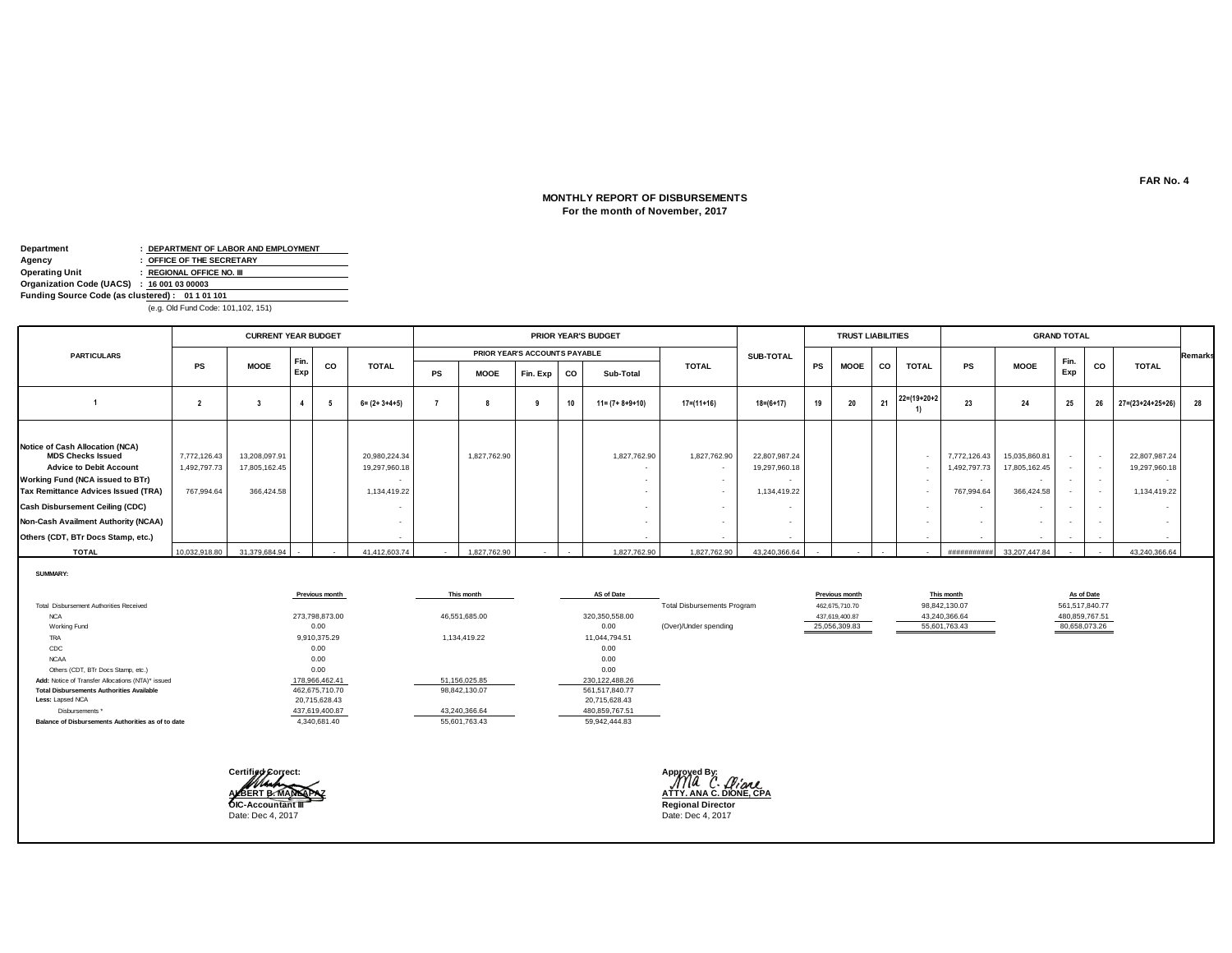FAR No. 4

# MONTHLY REPORT OF DISBURSEMENTS
## For the month of November, 2017

**Department** : DEPARTMENT OF LABOR AND EMPLOYMENT
**Agency** : OFFICE OF THE SECRETARY
**Operating Unit** : REGIONAL OFFICE NO. III
**Organization Code (UACS)** : 16 001 03 00003
**Funding Source Code (as clustered)** : 01 1 01 101
(e.g. Old Fund Code: 101,102, 151)

| PARTICULARS | CURRENT YEAR BUDGET | | | | | PRIOR YEAR'S BUDGET | | | | | | SUB-TOTAL | TRUST LIABILITIES | | | | GRAND TOTAL | | | | | Remarks |
|---|---|---|---|---|---|---|---|---|---|---|---|---|---|---|---|---|---|---|---|---|---|---|
| | | | | | | PRIOR YEAR'S ACCOUNTS PAYABLE | | | | | TOTAL | | | | | | | | | | | |
| | PS | MOOE | Fin. Exp | CO | TOTAL | PS | MOOE | Fin. Exp | CO | Sub-Total | | | PS | MOOE | CO | TOTAL | PS | MOOE | Fin. Exp | CO | TOTAL | |
| 1 | 2 | 3 | 4 | 5 | 6= (2+ 3+4+5) | 7 | 8 | 9 | 10 | 11= (7+ 8+9+10) | 17=(11+16) | 18=(6+17) | 19 | 20 | 21 | 22=(19+20+21) | 23 | 24 | 25 | 26 | 27=(23+24+25+26) | 28 |
| **Notice of Cash Allocation (NCA)** | | | | | | | | | | | | | | | | | | | | | | |
| **MDS Checks Issued** | 7,772,126.43 | 13,208,097.91 | | | 20,980,224.34 | | 1,827,762.90 | | | 1,827,762.90 | 1,827,762.90 | 22,807,987.24 | | | | - | 7,772,126.43 | 15,035,860.81 | - | - | 22,807,987.24 | |
| **Advice to Debit Account** | 1,492,797.73 | 17,805,162.45 | | | 19,297,960.18 | | | | | - | - | 19,297,960.18 | | | | - | 1,492,797.73 | 17,805,162.45 | - | - | 19,297,960.18 | |
| **Working Fund (NCA issued to BTr)** | | | | | - | | | | | - | - | - | | | | - | - | - | - | - | - | |
| **Tax Remittance Advices Issued (TRA)** | 767,994.64 | 366,424.58 | | | 1,134,419.22 | | | | | - | - | 1,134,419.22 | | | | - | 767,994.64 | 366,424.58 | - | - | 1,134,419.22 | |
| **Cash Disbursement Ceiling (CDC)** | | | | | - | | | | | - | - | - | | | | - | - | - | - | - | - | |
| **Non-Cash Availment Authority (NCAA)** | | | | | - | | | | | - | - | - | | | | - | - | - | - | - | - | |
| **Others (CDT, BTr Docs Stamp, etc.)** | | | | | - | | | | | - | - | - | | | | - | - | - | - | - | - | |
| **TOTAL** | 10,032,918.80 | 31,379,684.94 | - | - | 41,412,603.74 | - | 1,827,762.90 | - | - | 1,827,762.90 | 1,827,762.90 | 43,240,366.64 | - | - | - | - | ########### | 33,207,447.84 | - | - | 43,240,366.64 | |

**SUMMARY:**

| | Previous month | This month | AS of Date |
|---|---|---|---|
| Total Disbursement Authorities Received | | | |
| NCA | 273,798,873.00 | 46,551,685.00 | 320,350,558.00 |
| Working Fund | 0.00 | | 0.00 |
| TRA | 9,910,375.29 | 1,134,419.22 | 11,044,794.51 |
| CDC | 0.00 | | 0.00 |
| NCAA | 0.00 | | 0.00 |
| Others (CDT, BTr Docs Stamp, etc.) | 0.00 | | 0.00 |
| **Add:** Notice of Transfer Allocations (NTA)* issued | 178,966,462.41 | 51,156,025.85 | 230,122,488.26 |
| **Total Disbursements Authorities Available** | 462,675,710.70 | 98,842,130.07 | 561,517,840.77 |
| **Less:** Lapsed NCA | 20,715,628.43 | | 20,715,628.43 |
| Disbursements * | 437,619,400.87 | 43,240,366.64 | 480,859,767.51 |
| **Balance of Disbursements Authorities as of to date** | 4,340,681.40 | 55,601,763.43 | 59,942,444.83 |

| | Previous month | This month | As of Date |
|---|---|---|---|
| Total Disbursements Program | 462,675,710.70 | 98,842,130.07 | 561,517,840.77 |
| | 437,619,400.87 | 43,240,366.64 | 480,859,767.51 |
| (Over)/Under spending | 25,056,309.83 | 55,601,763.43 | 80,658,073.26 |

**Certified Correct:**

**ALBERT B. MANLAPAZ**
**OIC-Accountant III**
Date: Dec 4, 2017

**Approved By:**

**ATTY. ANA C. DIONE, CPA**
**Regional Director**
Date: Dec 4, 2017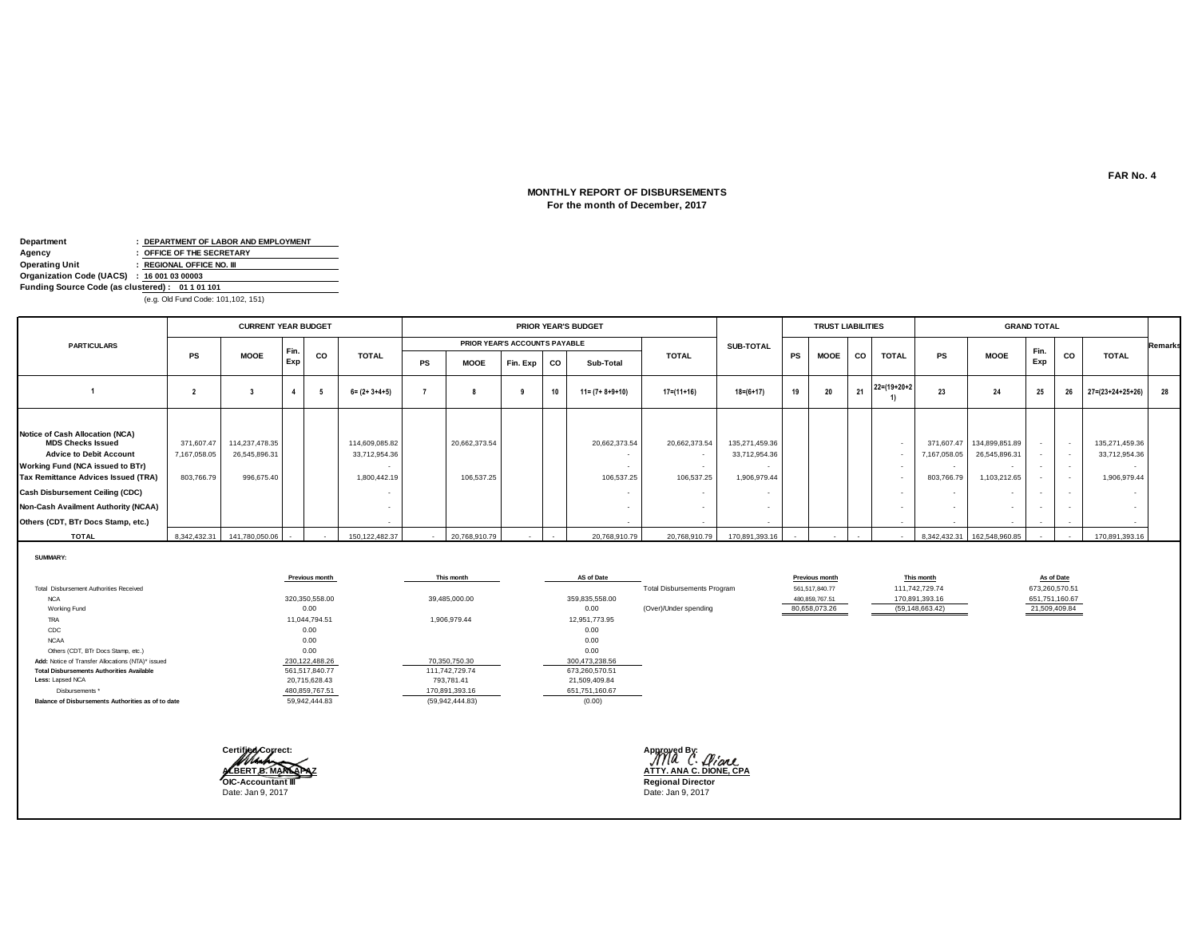FAR No. 4

# MONTHLY REPORT OF DISBURSEMENTS
**For the month of December, 2017**

**Department** : DEPARTMENT OF LABOR AND EMPLOYMENT
**Agency** : OFFICE OF THE SECRETARY
**Operating Unit** : REGIONAL OFFICE NO. III
**Organization Code (UACS)** : 16 001 03 00003
**Funding Source Code (as clustered)** : 01 1 01 101
(e.g. Old Fund Code: 101,102, 151)

| PARTICULARS | CURRENT YEAR BUDGET | | | | | PRIOR YEAR'S BUDGET | | | | | | SUB-TOTAL | TRUST LIABILITIES | | | | GRAND TOTAL | | | | | Remarks |
|---|---|---|---|---|---|---|---|---|---|---|---|---|---|---|---|---|---|---|---|---|---|---|
| | | | | | | PRIOR YEAR'S ACCOUNTS PAYABLE | | | | | TOTAL | | | | | | | | | | | |
| | PS | MOOE | Fin. Exp | CO | TOTAL | PS | MOOE | Fin. Exp | CO | Sub-Total | | | PS | MOOE | CO | TOTAL | PS | MOOE | Fin. Exp | CO | TOTAL | |
| 1 | 2 | 3 | 4 | 5 | 6= (2+ 3+4+5) | 7 | 8 | 9 | 10 | 11= (7+ 8+9+10) | 17=(11+16) | 18=(6+17) | 19 | 20 | 21 | 22=(19+20+21) | 23 | 24 | 25 | 26 | 27=(23+24+25+26) | 28 |
| **Notice of Cash Allocation (NCA)** | | | | | | | | | | | | | | | | | | | | | | |
| **MDS Checks Issued** | 371,607.47 | 114,237,478.35 | | | 114,609,085.82 | | 20,662,373.54 | | | 20,662,373.54 | 20,662,373.54 | 135,271,459.36 | | | | - | 371,607.47 | 134,899,851.89 | - | - | 135,271,459.36 | |
| **Advice to Debit Account** | 7,167,058.05 | 26,545,896.31 | | | 33,712,954.36 | | | | | - | - | 33,712,954.36 | | | | - | 7,167,058.05 | 26,545,896.31 | - | - | 33,712,954.36 | |
| **Working Fund (NCA issued to BTr)** | | | | | - | | | | | - | - | - | | | | - | - | - | - | - | - | |
| **Tax Remittance Advices Issued (TRA)** | 803,766.79 | 996,675.40 | | | 1,800,442.19 | | 106,537.25 | | | 106,537.25 | 106,537.25 | 1,906,979.44 | | | | - | 803,766.79 | 1,103,212.65 | - | - | 1,906,979.44 | |
| **Cash Disbursement Ceiling (CDC)** | | | | | - | | | | | - | - | - | | | | - | - | - | - | - | - | |
| **Non-Cash Availment Authority (NCAA)** | | | | | - | | | | | - | - | - | | | | - | - | - | - | - | - | |
| **Others (CDT, BTr Docs Stamp, etc.)** | | | | | - | | | | | - | - | - | | | | - | - | - | - | - | - | |
| **TOTAL** | 8,342,432.31 | 141,780,050.06 | - | - | 150,122,482.37 | - | 20,768,910.79 | - | - | 20,768,910.79 | 20,768,910.79 | 170,891,393.16 | - | - | - | - | 8,342,432.31 | 162,548,960.85 | - | - | 170,891,393.16 | |

**SUMMARY:**

| | Previous month | This month | AS of Date |
|---|---|---|---|
| Total Disbursement Authorities Received | | | |
| NCA | 320,350,558.00 | 39,485,000.00 | 359,835,558.00 |
| Working Fund | 0.00 | | 0.00 |
| TRA | 11,044,794.51 | 1,906,979.44 | 12,951,773.95 |
| CDC | 0.00 | | 0.00 |
| NCAA | 0.00 | | 0.00 |
| Others (CDT, BTr Docs Stamp, etc.) | 0.00 | | 0.00 |
| **Add:** Notice of Transfer Allocations (NTA)* issued | 230,122,488.26 | 70,350,750.30 | 300,473,238.56 |
| **Total Disbursements Authorities Available** | 561,517,840.77 | 111,742,729.74 | 673,260,570.51 |
| **Less:** Lapsed NCA | 20,715,628.43 | 793,781.41 | 21,509,409.84 |
| Disbursements * | 480,859,767.51 | 170,891,393.16 | 651,751,160.67 |
| **Balance of Disbursements Authorities as of to date** | 59,942,444.83 | (59,942,444.83) | (0.00) |

| | Previous month | This month | As of Date |
|---|---|---|---|
| Total Disbursements Program | 561,517,840.77 | 111,742,729.74 | 673,260,570.51 |
| | 480,859,767.51 | 170,891,393.16 | 651,751,160.67 |
| (Over)/Under spending | 80,658,073.26 | (59,148,663.42) | 21,509,409.84 |

Certified Correct:

**ALBERT B. MANLAPAZ**
**OIC-Accountant III**
Date: Jan 9, 2017

Approved By:

**ATTY. ANA C. DIONE, CPA**
**Regional Director**
Date: Jan 9, 2017